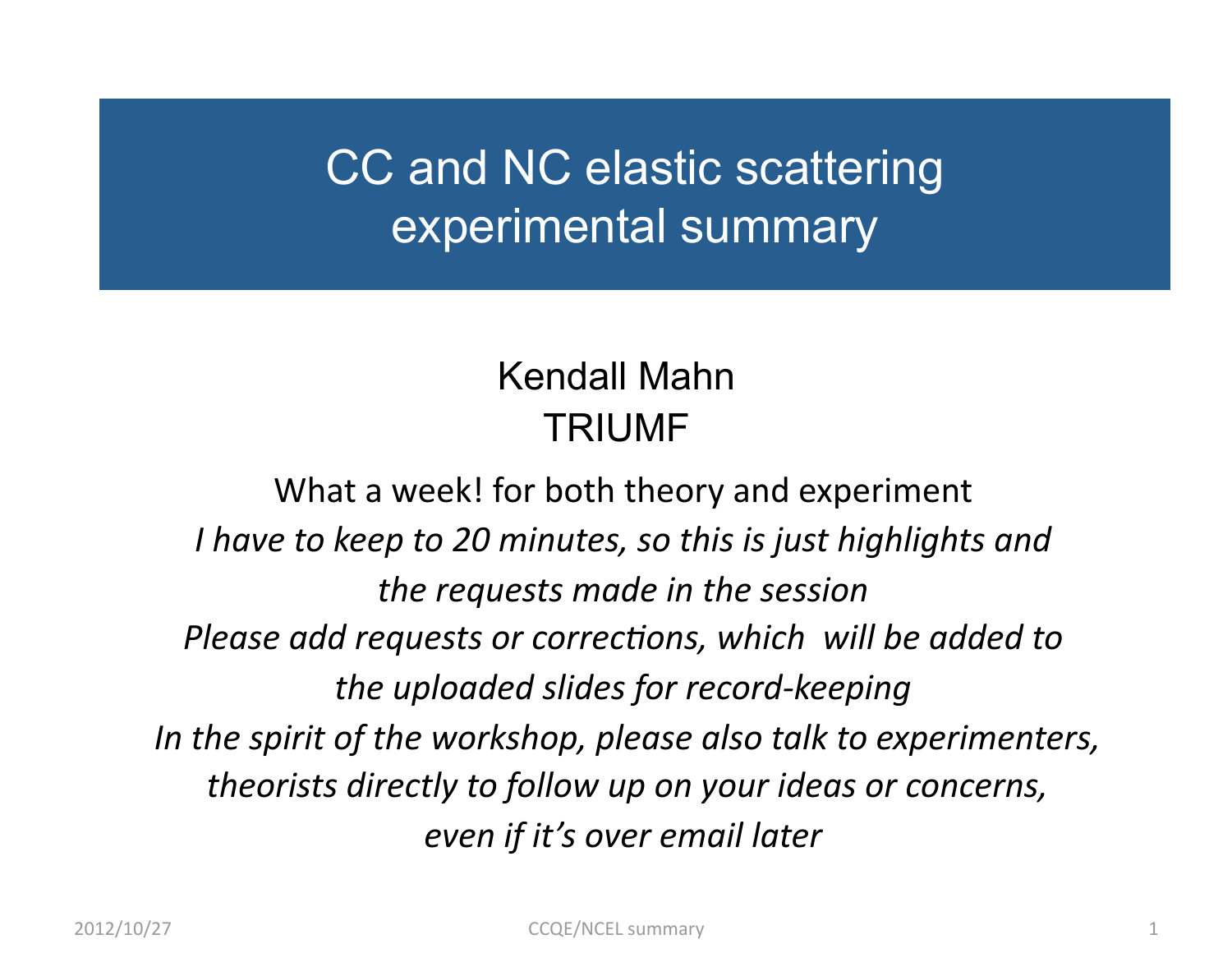# CC and NC elastic scattering experimental summary

Kendall Mahn

TRIUMF

What a week! for both theory and experiment

*I have to keep to 20 minutes, so this is just highlights and the requests made in the session*

*Please add requests or corrections, which will be added to the uploaded slides for record-keeping*

*In the spirit of the workshop, please also talk to experimenters, theorists directly to follow up on your ideas or concerns, even if it's over email later*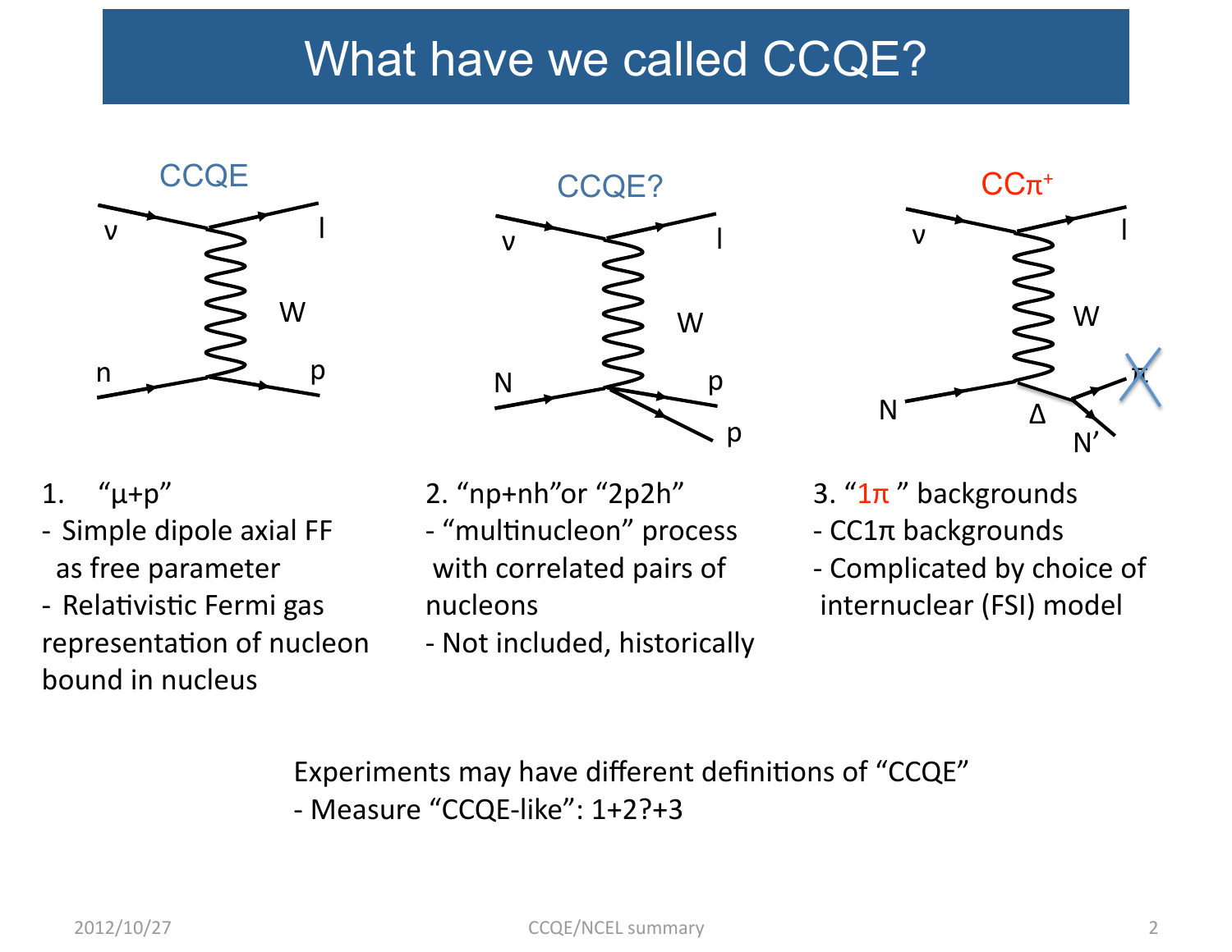# What have we called CCQE?

CCQE

ν l W n p

CCQE?

ν l W N p p

CCπ+

ν l W N Δ π N'

1. "μ+p"
   - Simple dipole axial FF as free parameter
   - Relativistic Fermi gas representation of nucleon bound in nucleus

2. "np+nh" or "2p2h"
   - "multinucleon" process with correlated pairs of nucleons
   - Not included, historically

3. "1π" backgrounds
   - CC1π backgrounds
   - Complicated by choice of internuclear (FSI) model

Experiments may have different definitions of "CCQE"
- Measure "CCQE-like": 1+2?+3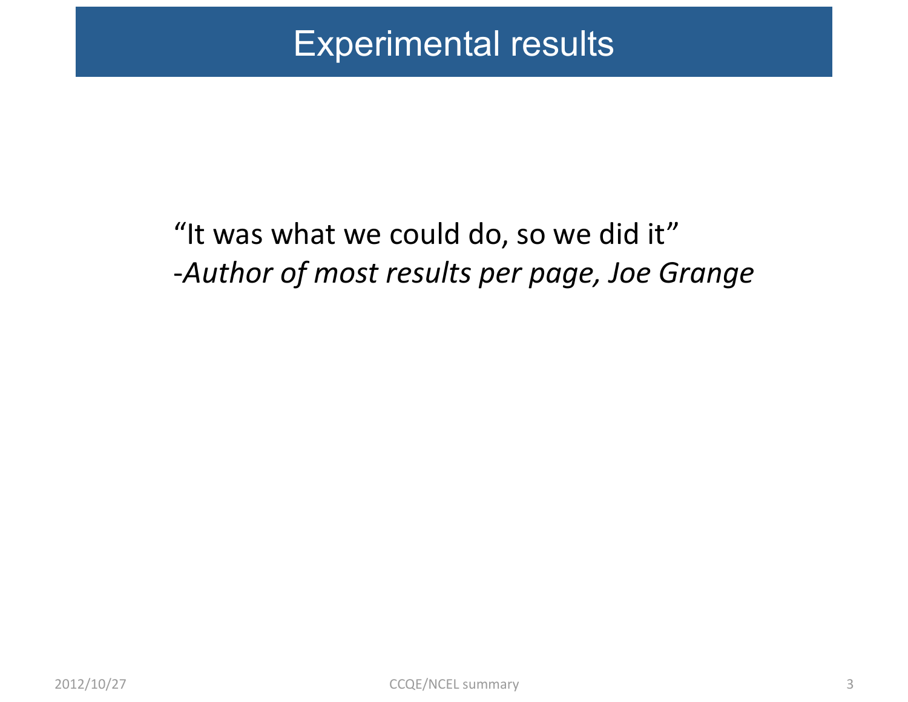# Experimental results

"It was what we could do, so we did it"
-*Author of most results per page, Joe Grange*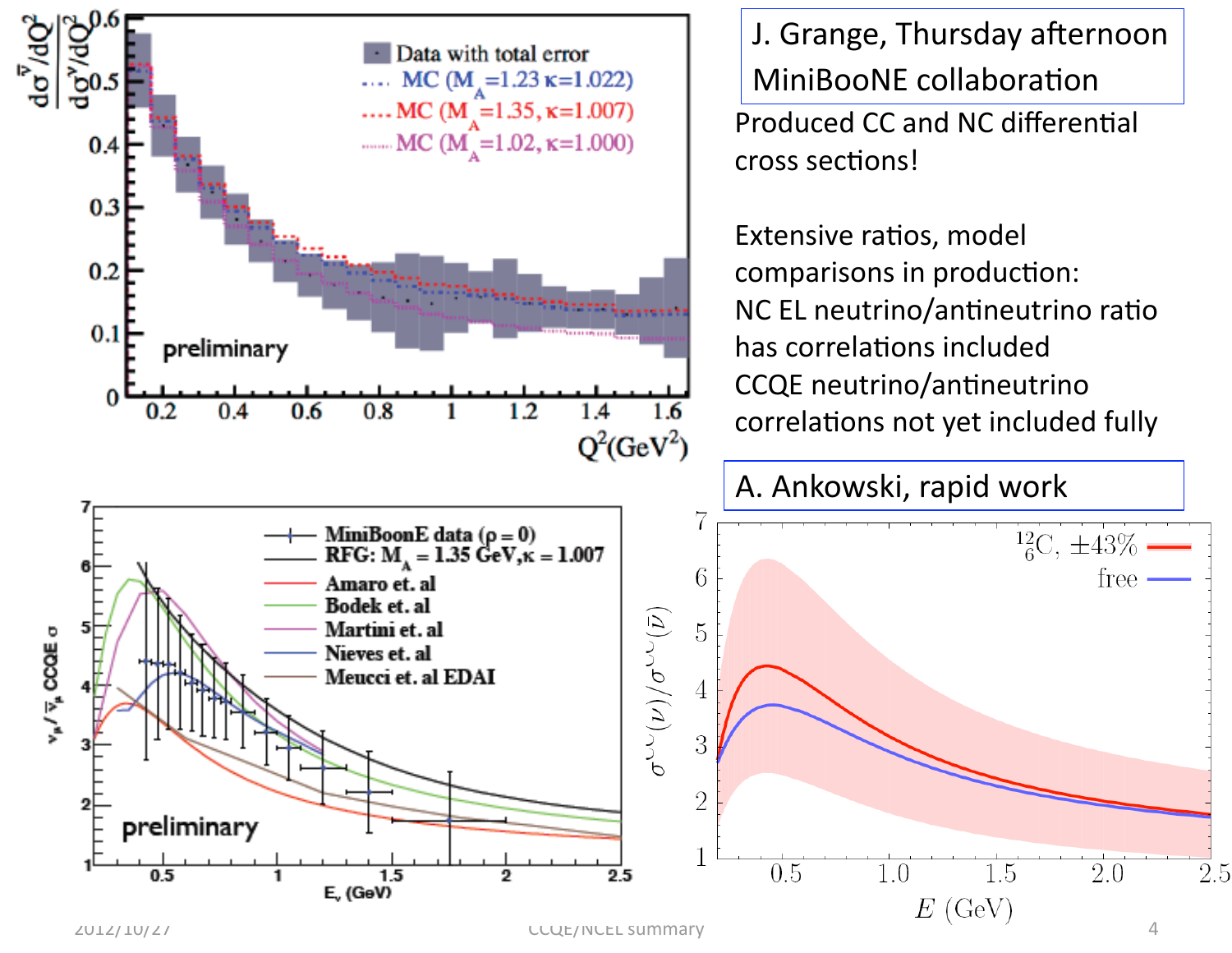J. Grange, Thursday afternoon
MiniBooNE collaboration

Produced CC and NC differential cross sections!

Extensive ratios, model comparisons in production:
NC EL neutrino/antineutrino ratio has correlations included
CCQE neutrino/antineutrino correlations not yet included fully

$\frac{d\sigma^{\bar{\nu}}/dQ^2}{d\sigma^{\nu}/dQ^2}$

Data with total error
MC ($M_A$=1.23 κ=1.022)
MC ($M_A$=1.35, κ=1.007)
MC ($M_A$=1.02, κ=1.000)

preliminary

0, 0.1, 0.2, 0.3, 0.4, 0.5, 0.6
0.2, 0.4, 0.6, 0.8, 1, 1.2, 1.4, 1.6
$Q^2$($GeV^2$)

A. Ankowski, rapid work

$\nu_\mu / \bar{\nu}_\mu$ CCQE σ

MiniBoonE data (ρ = 0)
RFG: $M_A$ = 1.35 GeV, κ = 1.007
Amaro et. al
Bodek et. al
Martini et. al
Nieves et. al
Meucci et. al EDAI

preliminary

1, 2, 3, 4, 5, 6, 7
0.5, 1, 1.5, 2, 2.5
$E_\nu$ (GeV)

$\sigma^{CC}(\nu)/\sigma^{CC}(\bar{\nu})$

$^{12}_{6}$C, ±43%
free

1, 2, 3, 4, 5, 6, 7
0.5, 1.0, 1.5, 2.0, 2.5
$E$ (GeV)

2012/10/27

CCQE/NCEL summary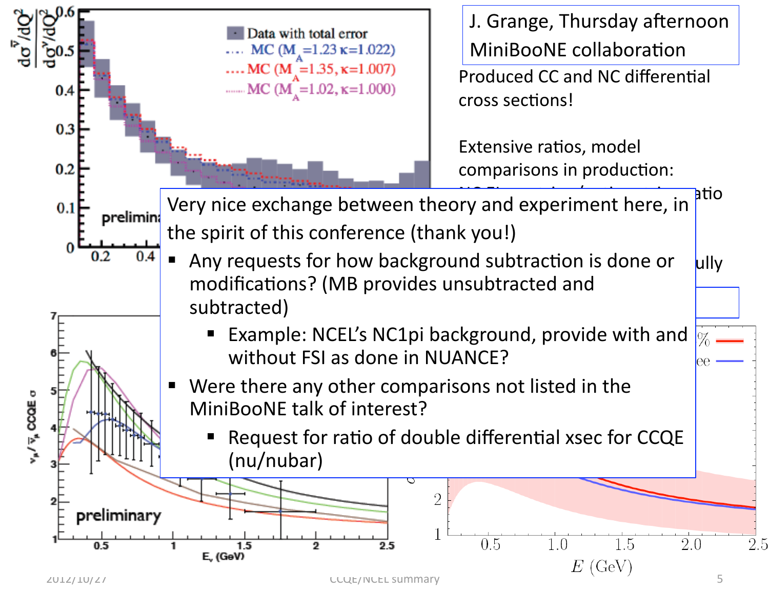J. Grange, Thursday afternoon
MiniBooNE collaboration

Produced CC and NC differential cross sections!

Extensive ratios, model comparisons in production:

$\frac{d\sigma^{\bar{\nu}}/dQ^2}{d\sigma^{\nu}/dQ^2}$

0.6
0.5
0.4
0.3
0.2
0.1
0
0.2
0.4

Data with total error
MC ($M_A$=1.23 κ=1.022)
MC ($M_A$=1.35, κ=1.007)
MC ($M_A$=1.02, κ=1.000)

preliminary

Very nice exchange between theory and experiment here, in the spirit of this conference (thank you!)

- Any requests for how background subtraction is done or modifications? (MB provides unsubtracted and subtracted)
  - Example: NCEL's NC1pi background, provide with and without FSI as done in NUANCE?
- Were there any other comparisons not listed in the MiniBooNE talk of interest?
  - Request for ratio of double differential xsec for CCQE (nu/nubar)

$\nu_\mu / \bar{\nu}_\mu$ CCQE σ

7
6
5
4
3
2
1
0.5
1
1.5
2
2.5
$E_\nu$ (GeV)

preliminary

2
1
0.5
1.0
1.5
2.0
2.5
$E$ (GeV)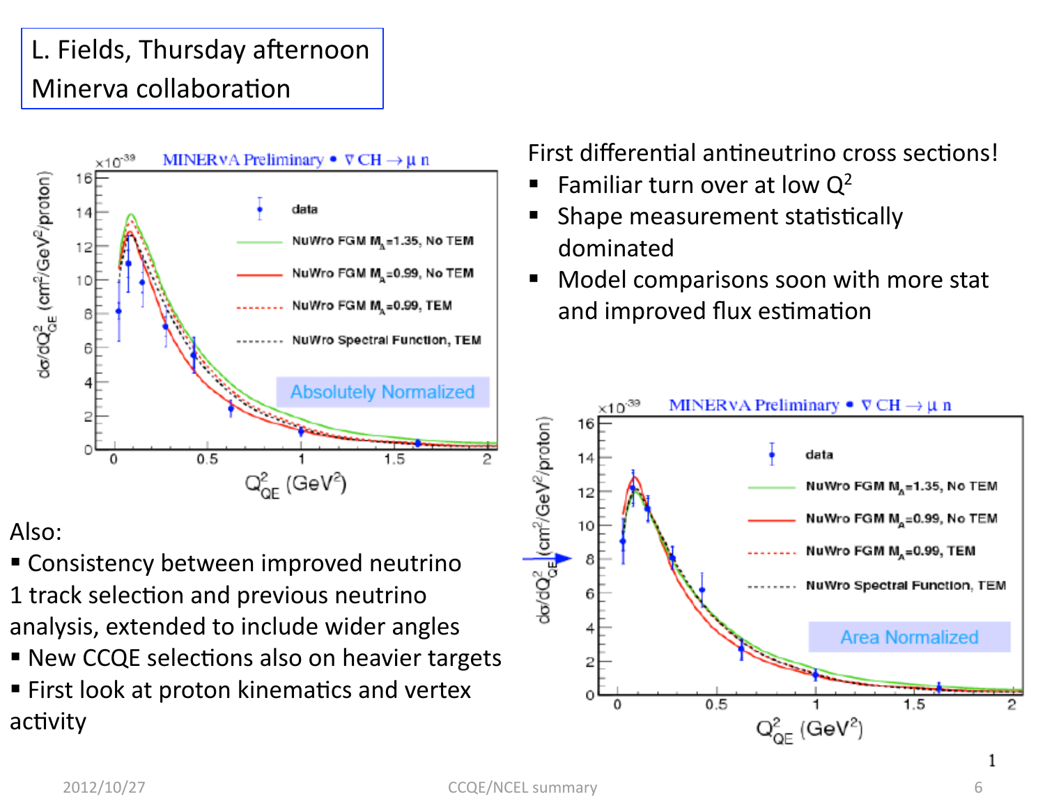L. Fields, Thursday afternoon
Minerva collaboration

$\times 10^{-39}$ MINERvA Preliminary • $\bar{\nu}$ CH → μ n

$d\sigma/dQ^2_{QE}$ (cm$^2$/GeV$^2$/proton)

16
14
12
10
8
6
4
2
0

0 0.5 1 1.5 2

$Q^2_{QE}$ (GeV$^2$)

data
NuWro FGM $M_A$=1.35, No TEM
NuWro FGM $M_A$=0.99, No TEM
NuWro FGM $M_A$=0.99, TEM
NuWro Spectral Function, TEM

Absolutely Normalized

First differential antineutrino cross sections!

- Familiar turn over at low $Q^2$
- Shape measurement statistically dominated
- Model comparisons soon with more stat and improved flux estimation

Also:

- Consistency between improved neutrino 1 track selection and previous neutrino analysis, extended to include wider angles
- New CCQE selections also on heavier targets
- First look at proton kinematics and vertex activity

$\times 10^{-39}$ MINERvA Preliminary • $\bar{\nu}$ CH → μ n

$d\sigma/dQ^2_{QE}$ (cm$^2$/GeV$^2$/proton)

16
14
12
10
8
6
4
2
0

0 0.5 1 1.5 2

$Q^2_{QE}$ (GeV$^2$)

data
NuWro FGM $M_A$=1.35, No TEM
NuWro FGM $M_A$=0.99, No TEM
NuWro FGM $M_A$=0.99, TEM
NuWro Spectral Function, TEM

Area Normalized

1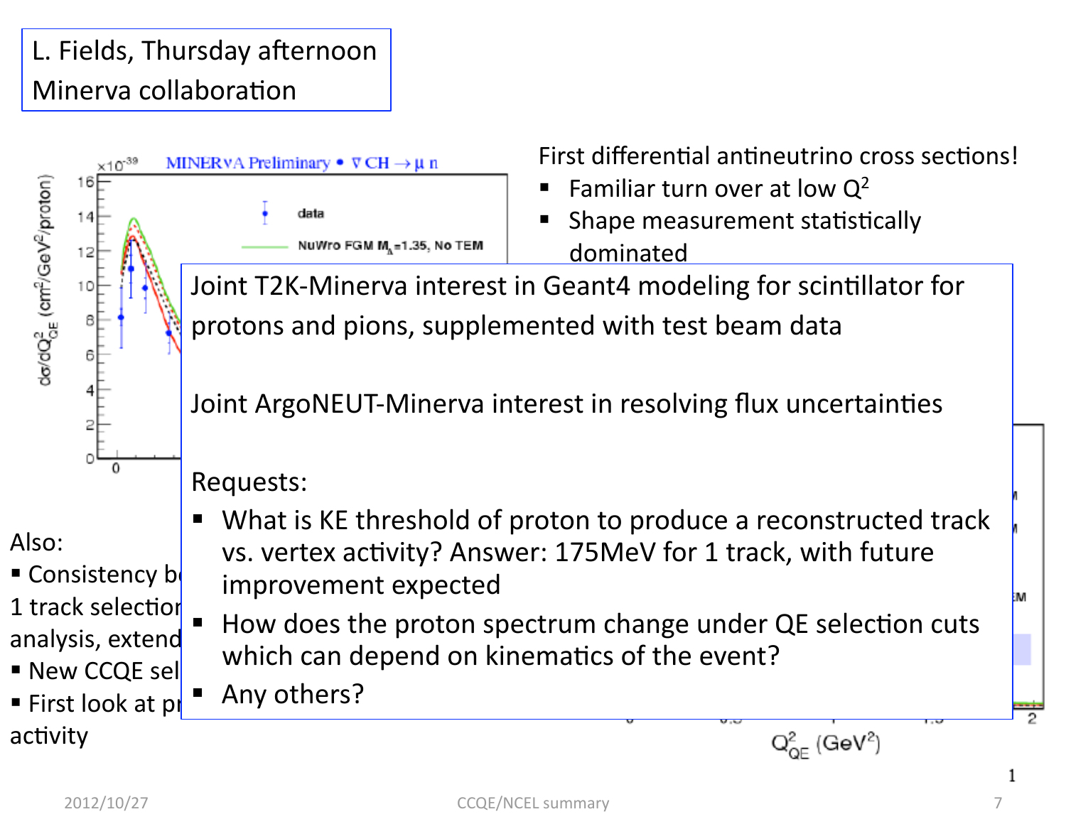L. Fields, Thursday afternoon
Minerva collaboration

$\times 10^{-39}$
MINERvA Preliminary • $\bar{\nu}$ CH → μ n
16
14
12
10
8
6
4
2
0
0
$d\sigma/dQ^2_{QE}$ ($cm^2$/GeV$^2$/proton)
data
NuWro FGM $M_A$=1.35, No TEM

First differential antineutrino cross sections!

- Familiar turn over at low $Q^2$
- Shape measurement statistically dominated

Joint T2K-Minerva interest in Geant4 modeling for scintillator for protons and pions, supplemented with test beam data

Joint ArgoNEUT-Minerva interest in resolving flux uncertainties

Requests:

- What is KE threshold of proton to produce a reconstructed track vs. vertex activity? Answer: 175MeV for 1 track, with future improvement expected
- How does the proton spectrum change under QE selection cuts which can depend on kinematics of the event?
- Any others?

Also:

- Consistency b... 1 track selection... analysis, extend...
- New CCQE sel...
- First look at pr... activity

2
$Q^2_{QE}$ (GeV$^2$)
1

2012/10/27
CCQE/NCEL summary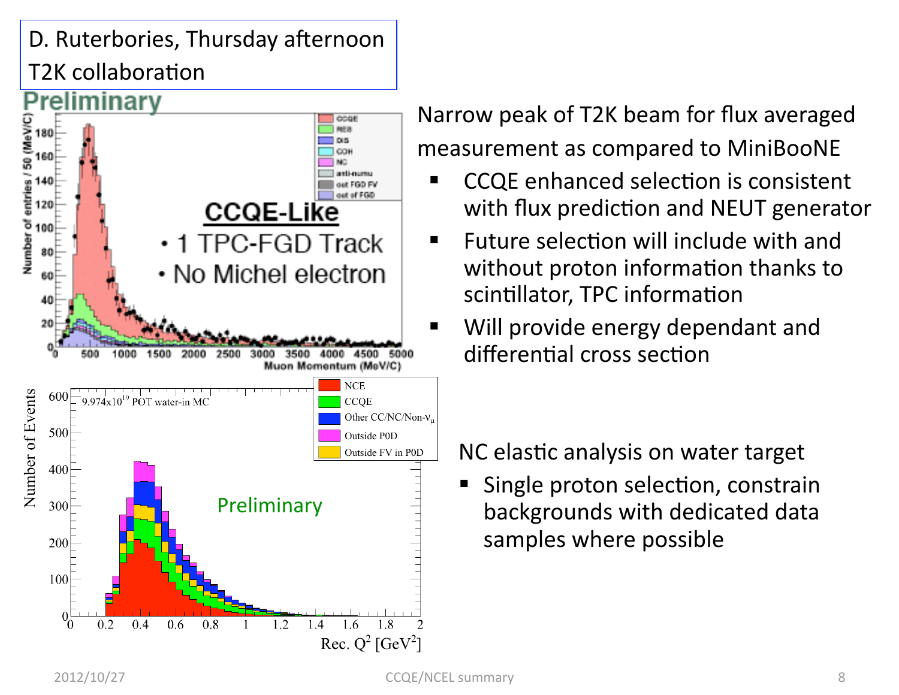D. Ruterbories, Thursday afternoon
T2K collaboration

Preliminary

Number of entries / 50 (MeV/C)

180
160
140
120
100
80
60
40
20
0

0 500 1000 1500 2000 2500 3000 3500 4000 4500 5000

Muon Momentum (MeV/C)

CCQE
RES
DIS
COH
NC
anti-numu
out FGD FV
out of FGD

**CCQE-Like**

- 1 TPC-FGD Track
- No Michel electron

Narrow peak of T2K beam for flux averaged measurement as compared to MiniBooNE

- CCQE enhanced selection is consistent with flux prediction and NEUT generator
- Future selection will include with and without proton information thanks to scintillator, TPC information
- Will provide energy dependant and differential cross section

Number of Events

600
500
400
300
200
100
0

0 0.2 0.4 0.6 0.8 1 1.2 1.4 1.6 1.8 2

Rec. $Q^2$ [GeV$^2$]

$9.974 \times 10^{19}$ POT water-in MC

NCE
CCQE
Other CC/NC/Non-$\nu_\mu$
Outside P0D
Outside FV in P0D

Preliminary

NC elastic analysis on water target

- Single proton selection, constrain backgrounds with dedicated data samples where possible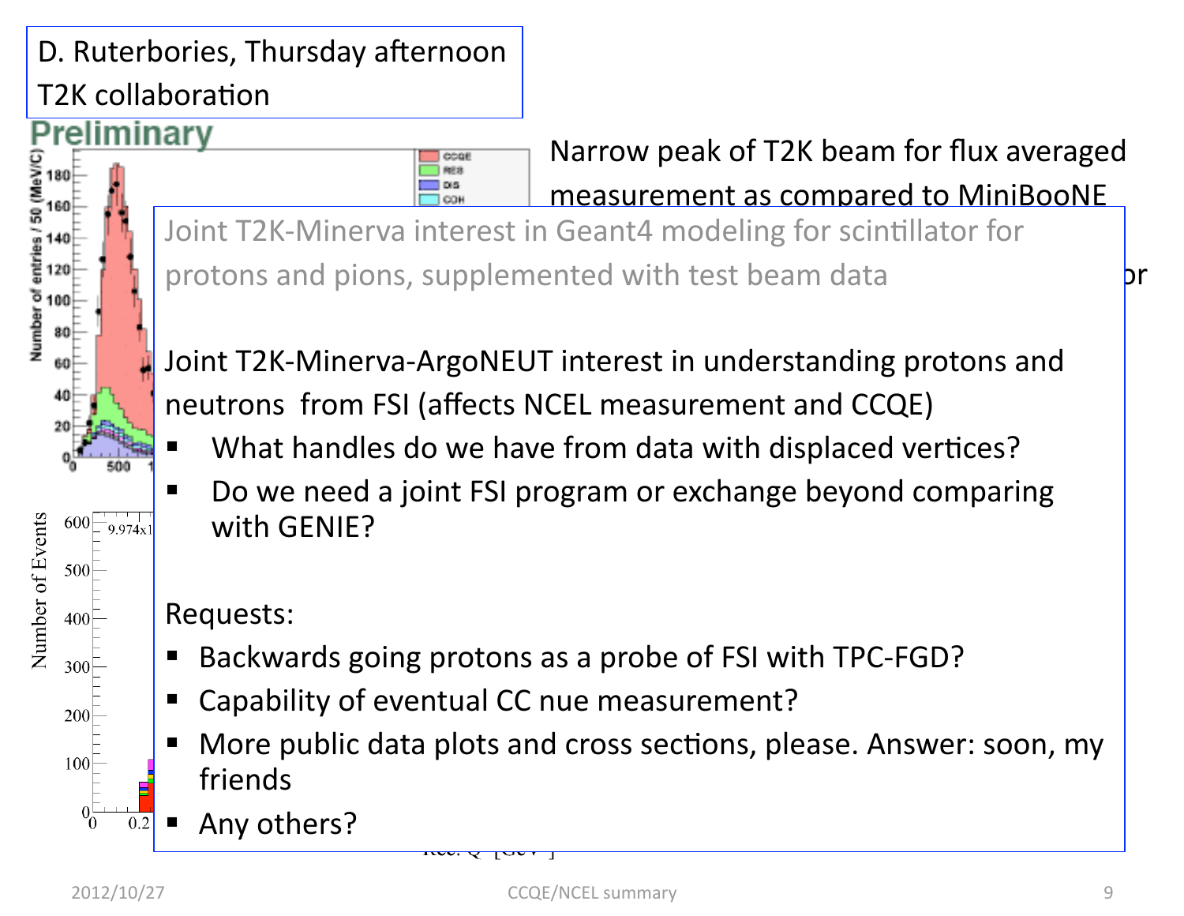D. Ruterbories, Thursday afternoon
T2K collaboration

Preliminary

CCQE
RES
DIS
COH

Number of entries / 50 (MeV/C)

180
160
140
120
100
80
60
40
20
0
500

Narrow peak of T2K beam for flux averaged measurement as compared to MiniBooNE

Number of Events

600
500
400
300
200
100
0
0
0.2

9.974x1

Joint T2K-Minerva interest in Geant4 modeling for scintillator for protons and pions, supplemented with test beam data

Joint T2K-Minerva-ArgoNEUT interest in understanding protons and neutrons from FSI (affects NCEL measurement and CCQE)

- What handles do we have from data with displaced vertices?
- Do we need a joint FSI program or exchange beyond comparing with GENIE?

Requests:

- Backwards going protons as a probe of FSI with TPC-FGD?
- Capability of eventual CC nue measurement?
- More public data plots and cross sections, please. Answer: soon, my friends
- Any others?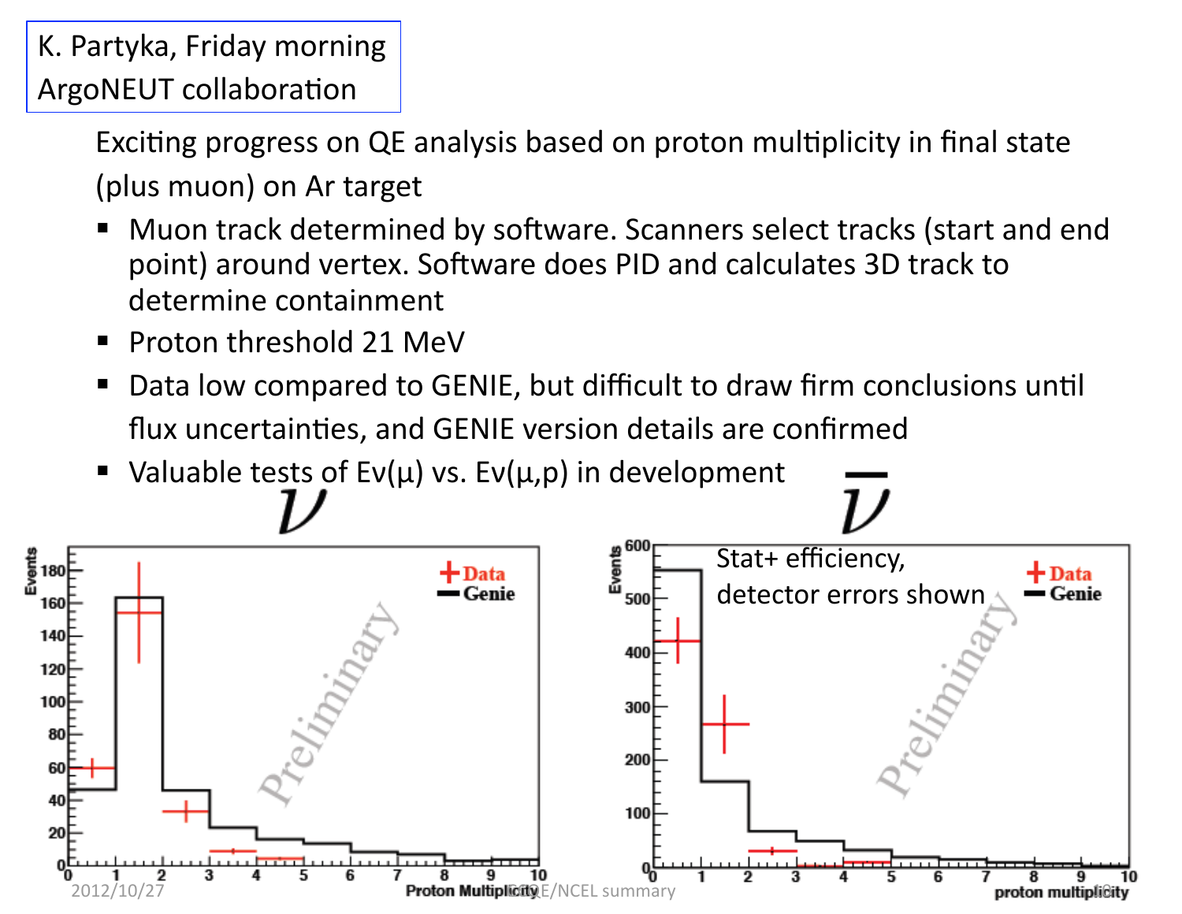K. Partyka, Friday morning
ArgoNEUT collaboration

Exciting progress on QE analysis based on proton multiplicity in final state (plus muon) on Ar target

- Muon track determined by software. Scanners select tracks (start and end point) around vertex. Software does PID and calculates 3D track to determine containment
- Proton threshold 21 MeV
- Data low compared to GENIE, but difficult to draw firm conclusions until flux uncertainties, and GENIE version details are confirmed
- Valuable tests of Ev(μ) vs. Ev(μ,p) in development

$\nu$

Events
180
160
140
120
100
80
60
40
20
0
0 1 2 3 4 5 6 7 8 9 10
Proton Multiplicity
Data
Genie
Preliminary

$\bar{\nu}$

Stat+ efficiency, detector errors shown

Events
600
500
400
300
200
100
0
0 1 2 3 4 5 6 7 8 9 10
proton multiplicity
Data
Genie
Preliminary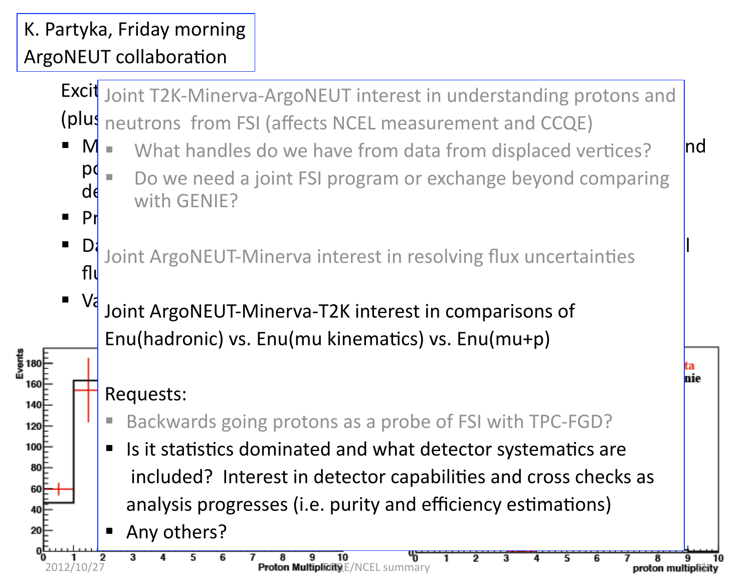K. Partyka, Friday morning
ArgoNEUT collaboration

Joint T2K-Minerva-ArgoNEUT interest in understanding protons and neutrons from FSI (affects NCEL measurement and CCQE)

- What handles do we have from data from displaced vertices?
- Do we need a joint FSI program or exchange beyond comparing with GENIE?

Joint ArgoNEUT-Minerva interest in resolving flux uncertainties

Joint ArgoNEUT-Minerva-T2K interest in comparisons of Enu(hadronic) vs. Enu(mu kinematics) vs. Enu(mu+p)

Requests:

- Backwards going protons as a probe of FSI with TPC-FGD?
- Is it statistics dominated and what detector systematics are included? Interest in detector capabilities and cross checks as analysis progresses (i.e. purity and efficiency estimations)
- Any others?

Events
180
160
140
120
100
80
60
40
20
0
0 1 2 3 4 5 6 7 8 9 10
Proton Multiplicity

0 1 2 3 4 5 6 7 8 9 10
proton multiplicity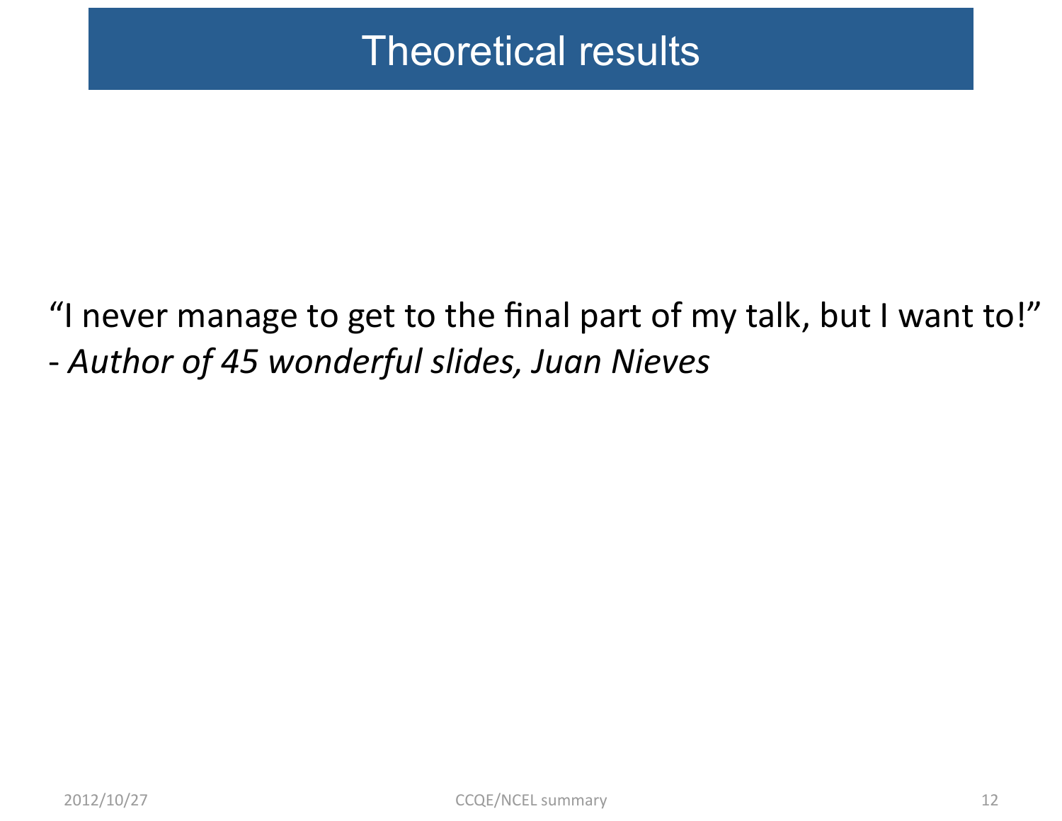# Theoretical results

"I never manage to get to the final part of my talk, but I want to!"
- *Author of 45 wonderful slides, Juan Nieves*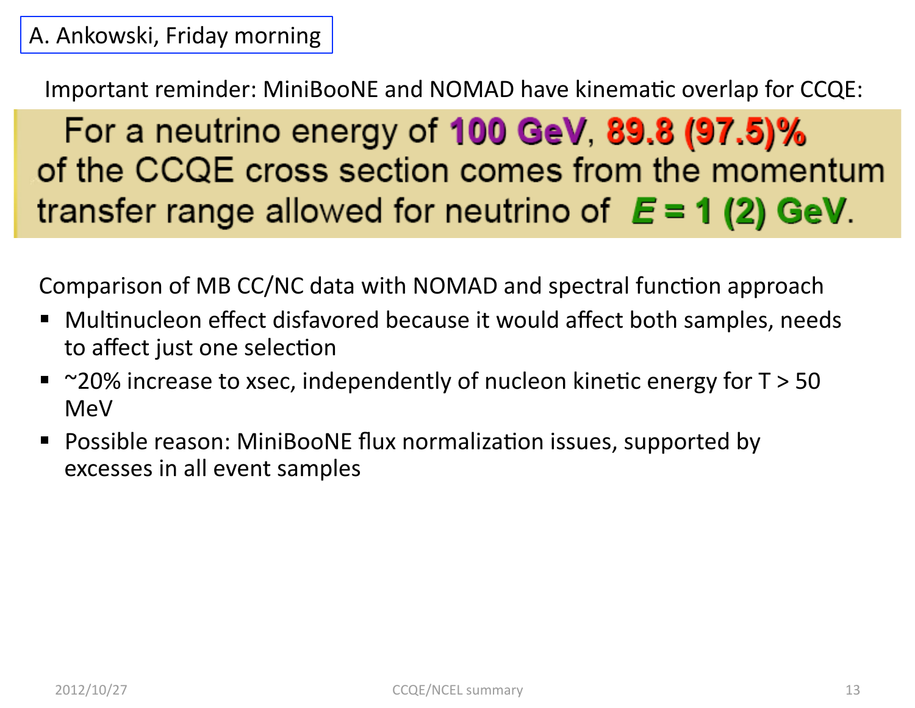A. Ankowski, Friday morning

Important reminder: MiniBooNE and NOMAD have kinematic overlap for CCQE:

> For a neutrino energy of **100 GeV**, **89.8 (97.5)%** of the CCQE cross section comes from the momentum transfer range allowed for neutrino of **$E$ = 1 (2) GeV**.

Comparison of MB CC/NC data with NOMAD and spectral function approach

- Multinucleon effect disfavored because it would affect both samples, needs to affect just one selection
- ~20% increase to xsec, independently of nucleon kinetic energy for T > 50 MeV
- Possible reason: MiniBooNE flux normalization issues, supported by excesses in all event samples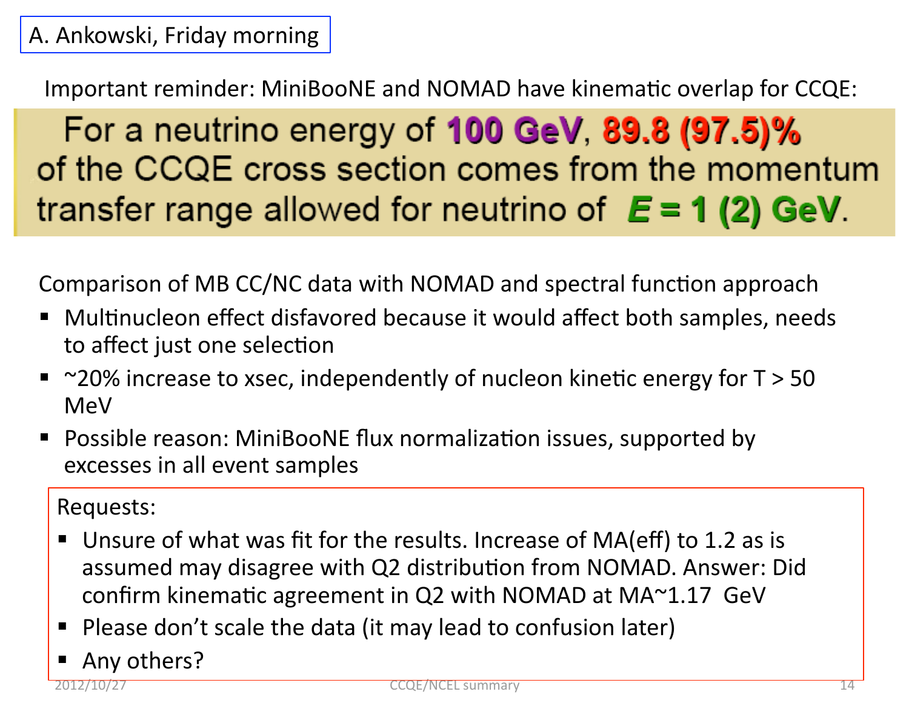A. Ankowski, Friday morning

Important reminder: MiniBooNE and NOMAD have kinematic overlap for CCQE:

**For a neutrino energy of 100 GeV, 89.8 (97.5)% of the CCQE cross section comes from the momentum transfer range allowed for neutrino of $E = 1$ (2) GeV.**

Comparison of MB CC/NC data with NOMAD and spectral function approach

- Multinucleon effect disfavored because it would affect both samples, needs to affect just one selection
- ~20% increase to xsec, independently of nucleon kinetic energy for T > 50 MeV
- Possible reason: MiniBooNE flux normalization issues, supported by excesses in all event samples

Requests:

- Unsure of what was fit for the results. Increase of MA(eff) to 1.2 as is assumed may disagree with Q2 distribution from NOMAD. Answer: Did confirm kinematic agreement in Q2 with NOMAD at MA~1.17 GeV
- Please don't scale the data (it may lead to confusion later)
- Any others?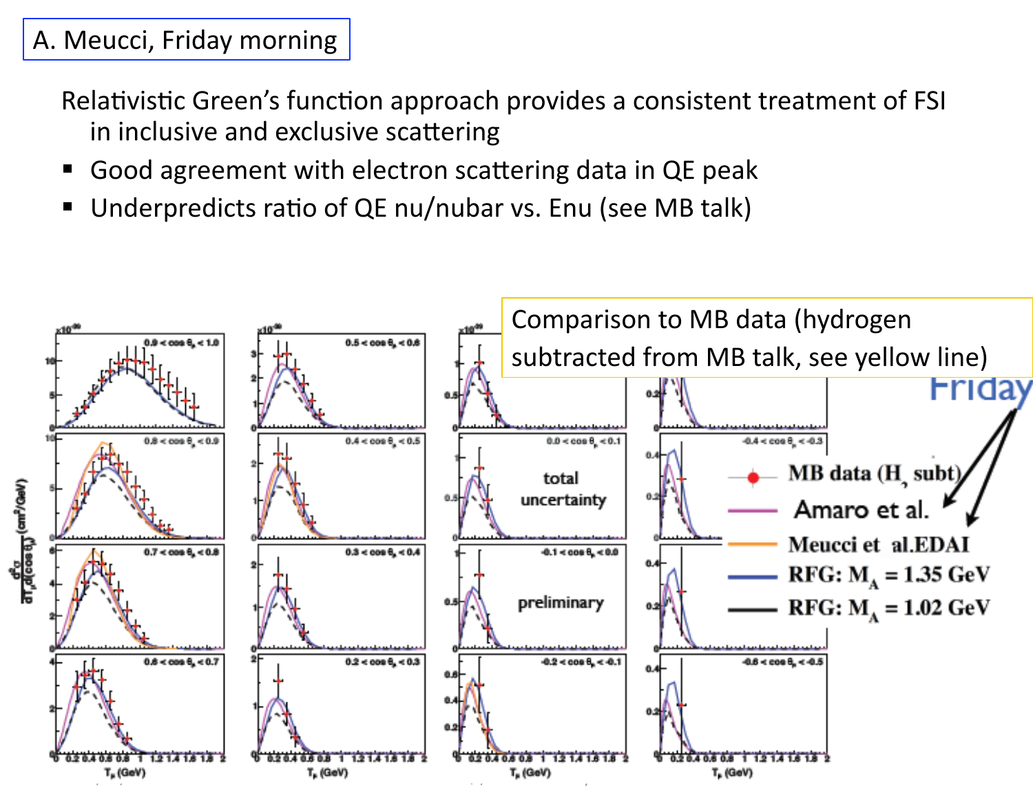A. Meucci, Friday morning

Relativistic Green's function approach provides a consistent treatment of FSI in inclusive and exclusive scattering

- Good agreement with electron scattering data in QE peak
- Underpredicts ratio of QE nu/nubar vs. Enu (see MB talk)

Comparison to MB data (hydrogen subtracted from MB talk, see yellow line)

Friday

MB data ($H_2$ subt)

Amaro et al.

Meucci et al.EDAI

RFG: $M_A$ = 1.35 GeV

RFG: $M_A$ = 1.02 GeV

total uncertainty

preliminary

$0.9 < \cos\theta_\mu < 1.0$

$0.8 < \cos\theta_\mu < 0.9$

$0.7 < \cos\theta_\mu < 0.8$

$0.6 < \cos\theta_\mu < 0.7$

$0.5 < \cos\theta_\mu < 0.6$

$0.4 < \cos\theta_\mu < 0.5$

$0.3 < \cos\theta_\mu < 0.4$

$0.2 < \cos\theta_\mu < 0.3$

$0.0 < \cos\theta_\mu < 0.1$

$-0.1 < \cos\theta_\mu < 0.0$

$-0.2 < \cos\theta_\mu < -0.1$

$-0.4 < \cos\theta_\mu < -0.3$

$-0.6 < \cos\theta_\mu < -0.5$

$\frac{d^2\sigma}{dT_\mu d(\cos\theta_\mu)}$ (cm²/GeV)

$T_\mu$ (GeV)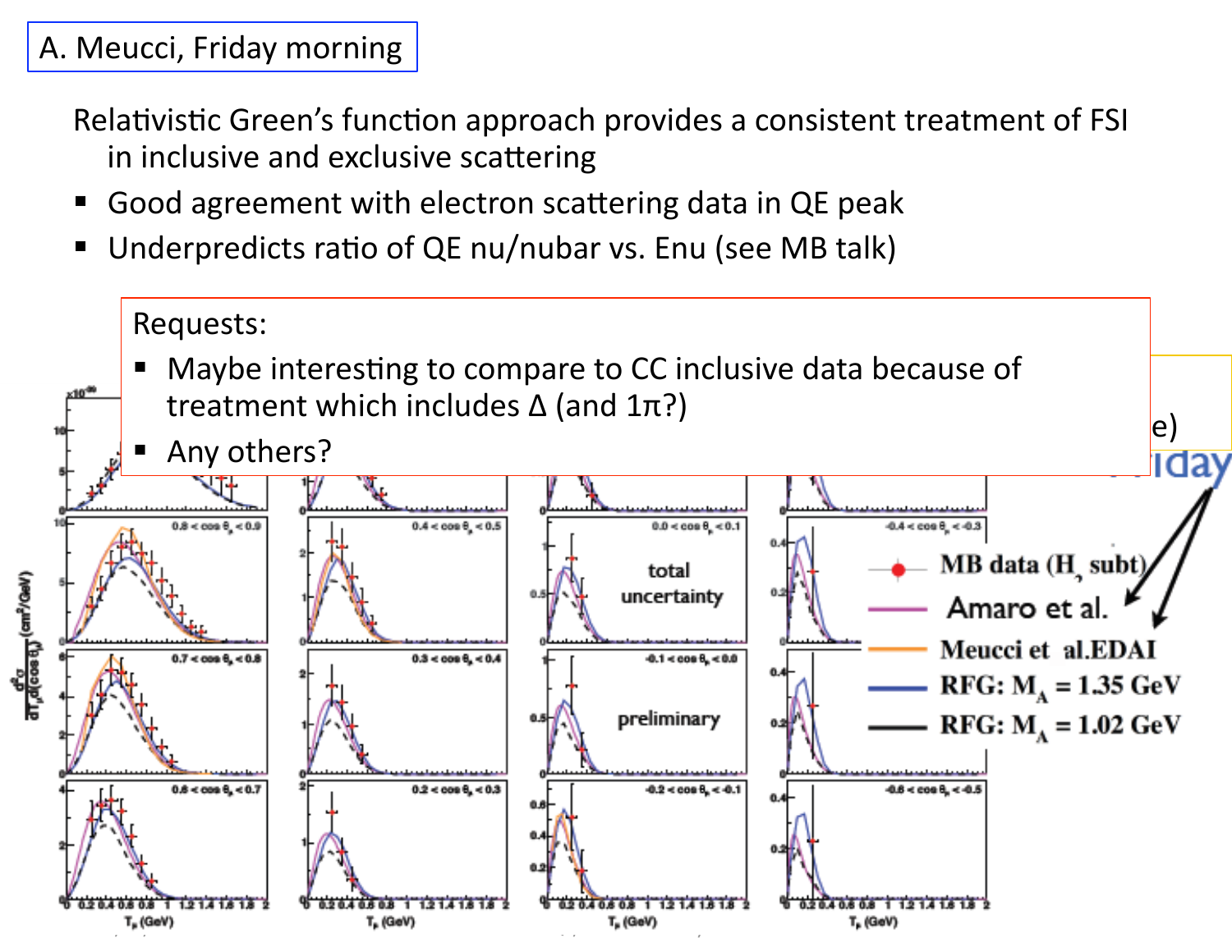A. Meucci, Friday morning

Relativistic Green's function approach provides a consistent treatment of FSI in inclusive and exclusive scattering

- Good agreement with electron scattering data in QE peak
- Underpredicts ratio of QE nu/nubar vs. Enu (see MB talk)

Requests:

- Maybe interesting to compare to CC inclusive data because of treatment which includes Δ (and 1π?)
- Any others?

$\frac{d^2\sigma}{dT_\mu d(\cos\theta_\mu)}$ (cm²/GeV)

$\times 10^{-39}$

$0.8 < \cos\theta_\mu < 0.9$

$0.7 < \cos\theta_\mu < 0.8$

$0.6 < \cos\theta_\mu < 0.7$

$0.4 < \cos\theta_\mu < 0.5$

$0.3 < \cos\theta_\mu < 0.4$

$0.2 < \cos\theta_\mu < 0.3$

$0.0 < \cos\theta_\mu < 0.1$

$-0.1 < \cos\theta_\mu < 0.0$

$-0.2 < \cos\theta_\mu < -0.1$

$-0.4 < \cos\theta_\mu < -0.3$

$-0.6 < \cos\theta_\mu < -0.5$

total uncertainty

preliminary

$T_\mu$ (GeV)

MB data ($H_2$ subt)

Amaro et al.

Meucci et al.EDAI

RFG: $M_A$ = 1.35 GeV

RFG: $M_A$ = 1.02 GeV

e)

iday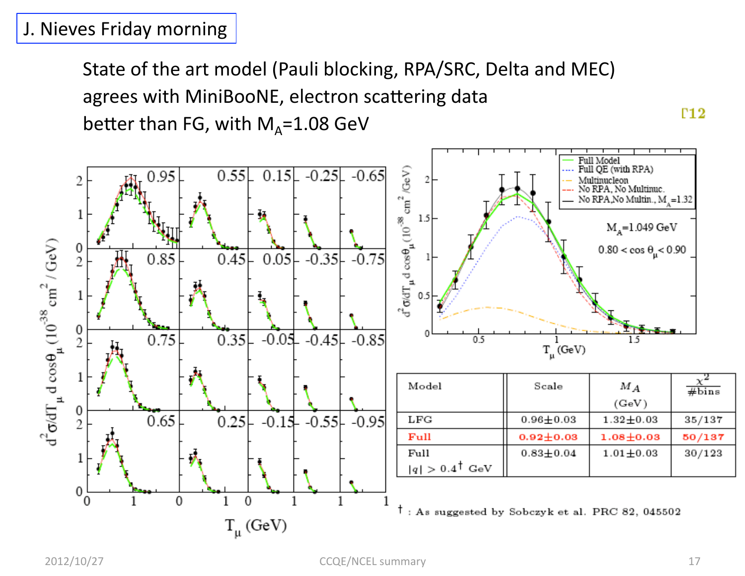J. Nieves Friday morning

State of the art model (Pauli blocking, RPA/SRC, Delta and MEC) agrees with MiniBooNE, electron scattering data better than FG, with $M_A$=1.08 GeV

Γ12

0.95 0.55 0.15 -0.25 -0.65
0.85 0.45 0.05 -0.35 -0.75
0.75 0.35 -0.05 -0.45 -0.85
0.65 0.25 -0.15 -0.55 -0.95

$d^2\sigma/dT_\mu\, d\cos\theta_\mu$ ($10^{-38}$ cm$^2$ / GeV)

$T_\mu$ (GeV)

Full Model
Full QE (with RPA)
Multinucleon
No RPA, No Multinuc.
No RPA,No Multin., $M_A$=1.32

$M_A$=1.049 GeV

$0.80 < \cos\theta_\mu < 0.90$

$d^2\sigma/dT_\mu\, d\cos\theta_\mu$ ($10^{-38}$ cm$^2$ /GeV)

$T_\mu$ (GeV)

| Model | Scale | $M_A$ (GeV) | $\frac{\chi^2}{\#\text{bins}}$ |
|---|---|---|---|
| LFG | 0.96±0.03 | 1.32±0.03 | 35/137 |
| **Full** | **0.92±0.03** | **1.08±0.03** | **50/137** |
| Full $\lvert q \rvert > 0.4^\dagger$ GeV | 0.83±0.04 | 1.01±0.03 | 30/123 |

† : As suggested by Sobczyk et al. PRC 82, 045502

2012/10/27

CCQE/NCEL summary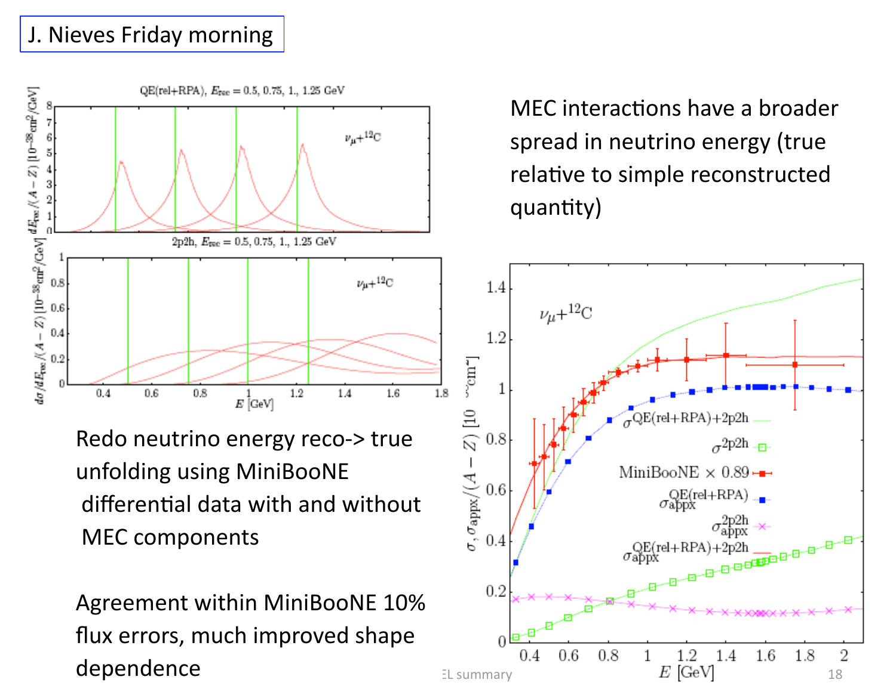J. Nieves Friday morning

QE(rel+RPA), $E_{rec}$ = 0.5, 0.75, 1., 1.25 GeV

$dE_{rec}/(A-Z)$ $[10^{-38}\mathrm{cm}^2/\mathrm{GeV}]$

$\nu_\mu + {}^{12}C$

2p2h, $E_{rec}$ = 0.5, 0.75, 1., 1.25 GeV

$d\sigma/dE_{rec}/(A-Z)$ $[10^{-38}\mathrm{cm}^2/\mathrm{GeV}]$

$\nu_\mu + {}^{12}C$

$E$ [GeV]

MEC interactions have a broader spread in neutrino energy (true relative to simple reconstructed quantity)

$\nu_\mu + {}^{12}C$

$\sigma, \sigma_{appx}/(A-Z)$ $[10^{-38}\mathrm{cm}^2]$

$\sigma^{QE(rel+RPA)+2p2h}$

$\sigma^{2p2h}$

MiniBooNE × 0.89

$\sigma_{appx}^{QE(rel+RPA)}$

$\sigma_{appx}^{2p2h}$

$\sigma_{appx}^{QE(rel+RPA)+2p2h}$

$E$ [GeV]

Redo neutrino energy reco-> true unfolding using MiniBooNE differential data with and without MEC components

Agreement within MiniBooNE 10% flux errors, much improved shape dependence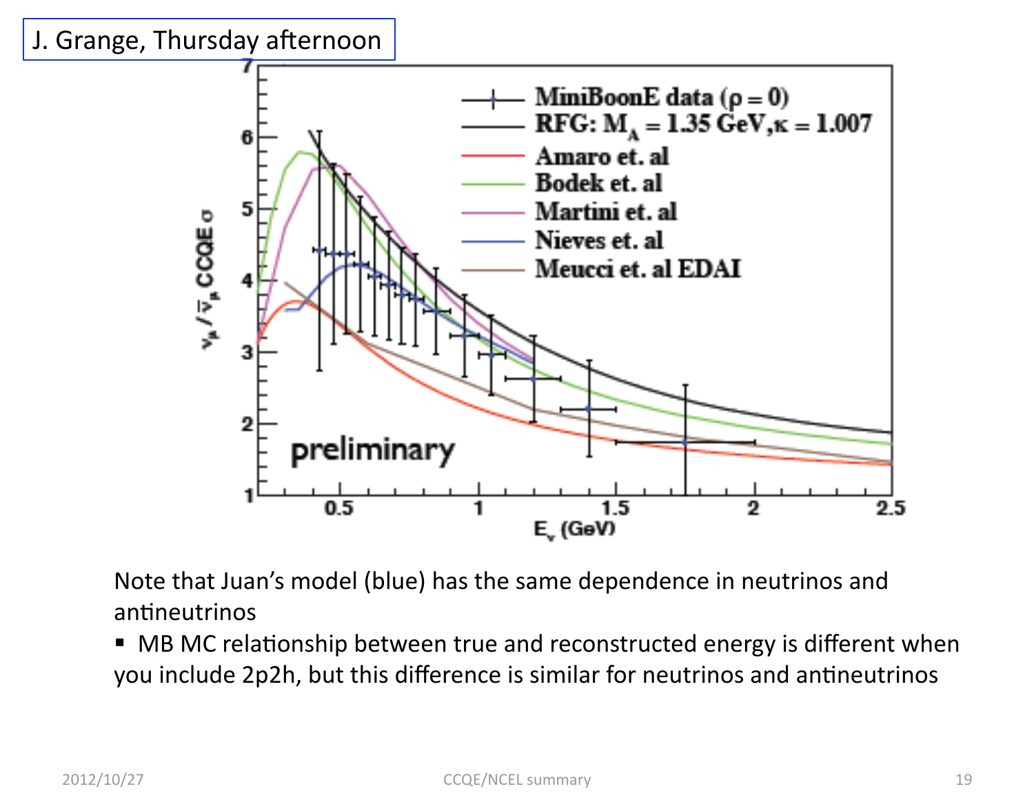J. Grange, Thursday afternoon

Note that Juan’s model (blue) has the same dependence in neutrinos and antineutrinos

- MB MC relationship between true and reconstructed energy is different when you include 2p2h, but this difference is similar for neutrinos and antineutrinos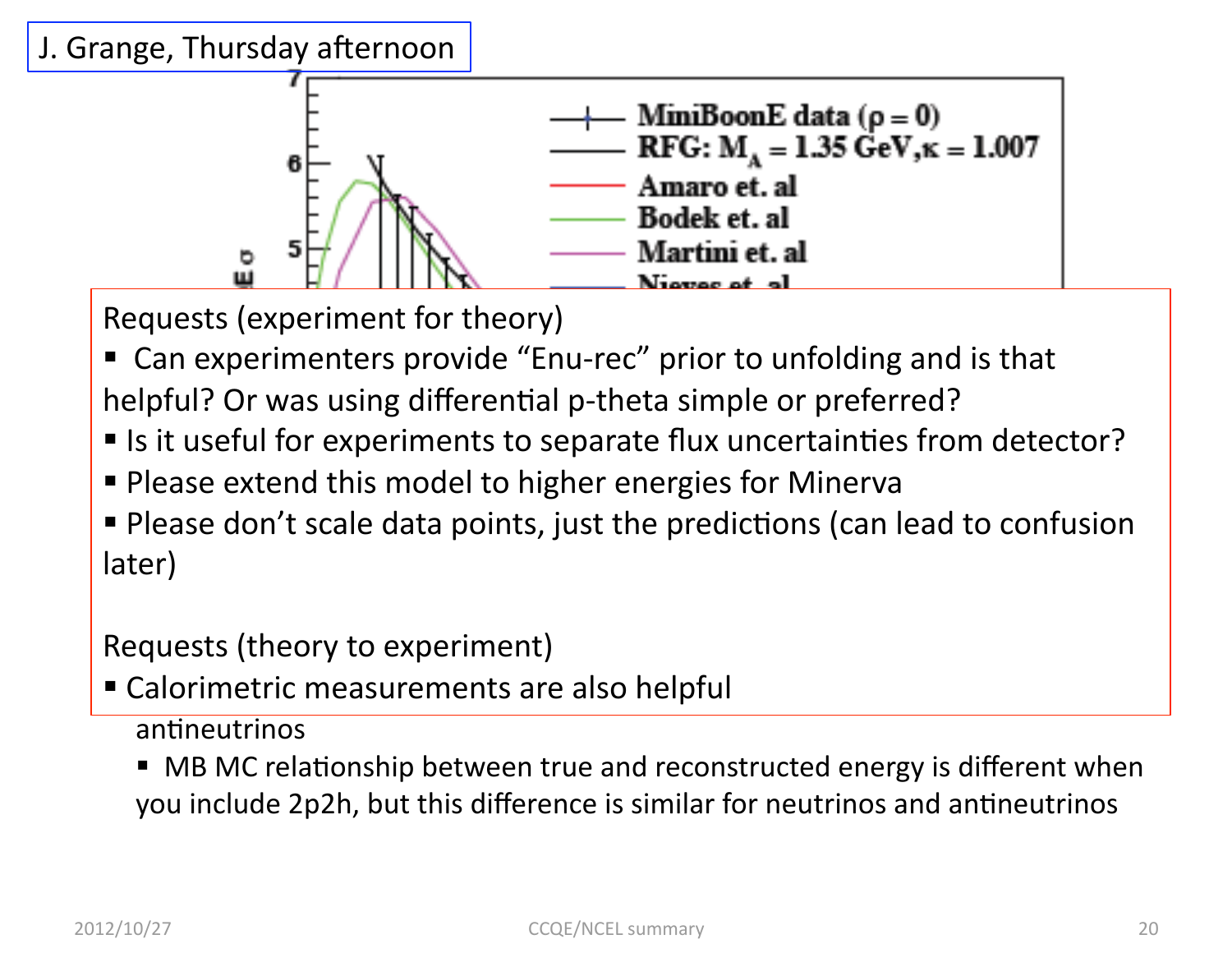J. Grange, Thursday afternoon

7

6

5

MiniBoonE data ($\rho = 0$)

RFG: $M_A = 1.35$ GeV, $\kappa = 1.007$

Amaro et. al

Bodek et. al

Martini et. al

Nieves et. al

Requests (experiment for theory)

- Can experimenters provide "Enu-rec" prior to unfolding and is that helpful? Or was using differential p-theta simple or preferred?
- Is it useful for experiments to separate flux uncertainties from detector?
- Please extend this model to higher energies for Minerva
- Please don't scale data points, just the predictions (can lead to confusion later)

Requests (theory to experiment)

- Calorimetric measurements are also helpful

antineutrinos

- MB MC relationship between true and reconstructed energy is different when you include 2p2h, but this difference is similar for neutrinos and antineutrinos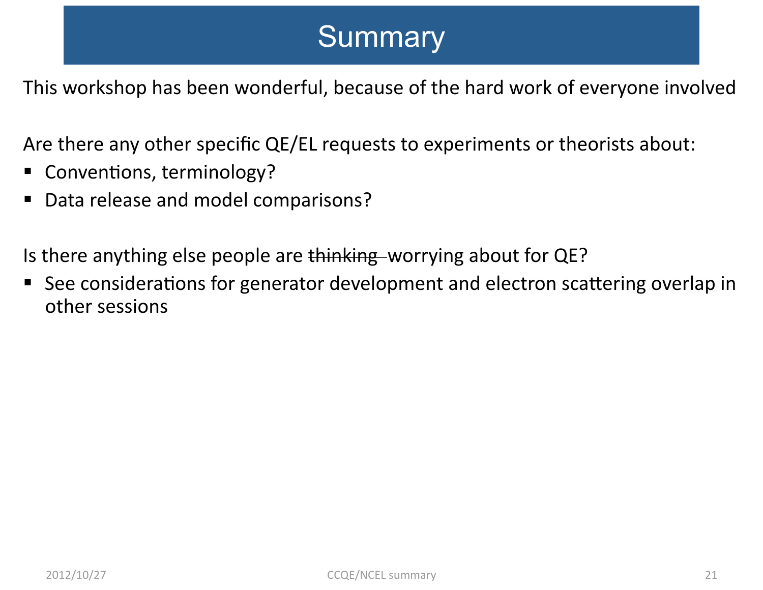# Summary

This workshop has been wonderful, because of the hard work of everyone involved

Are there any other specific QE/EL requests to experiments or theorists about:

- Conventions, terminology?
- Data release and model comparisons?

Is there anything else people are ~~thinking~~ worrying about for QE?

- See considerations for generator development and electron scattering overlap in other sessions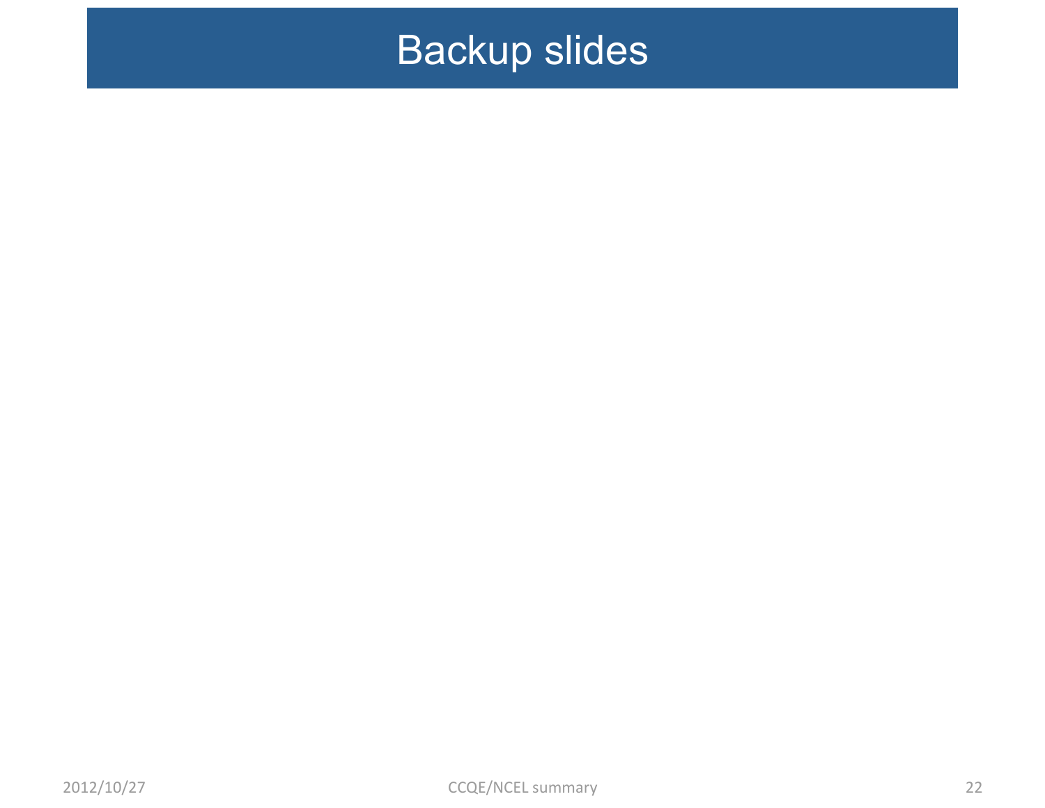# Backup slides